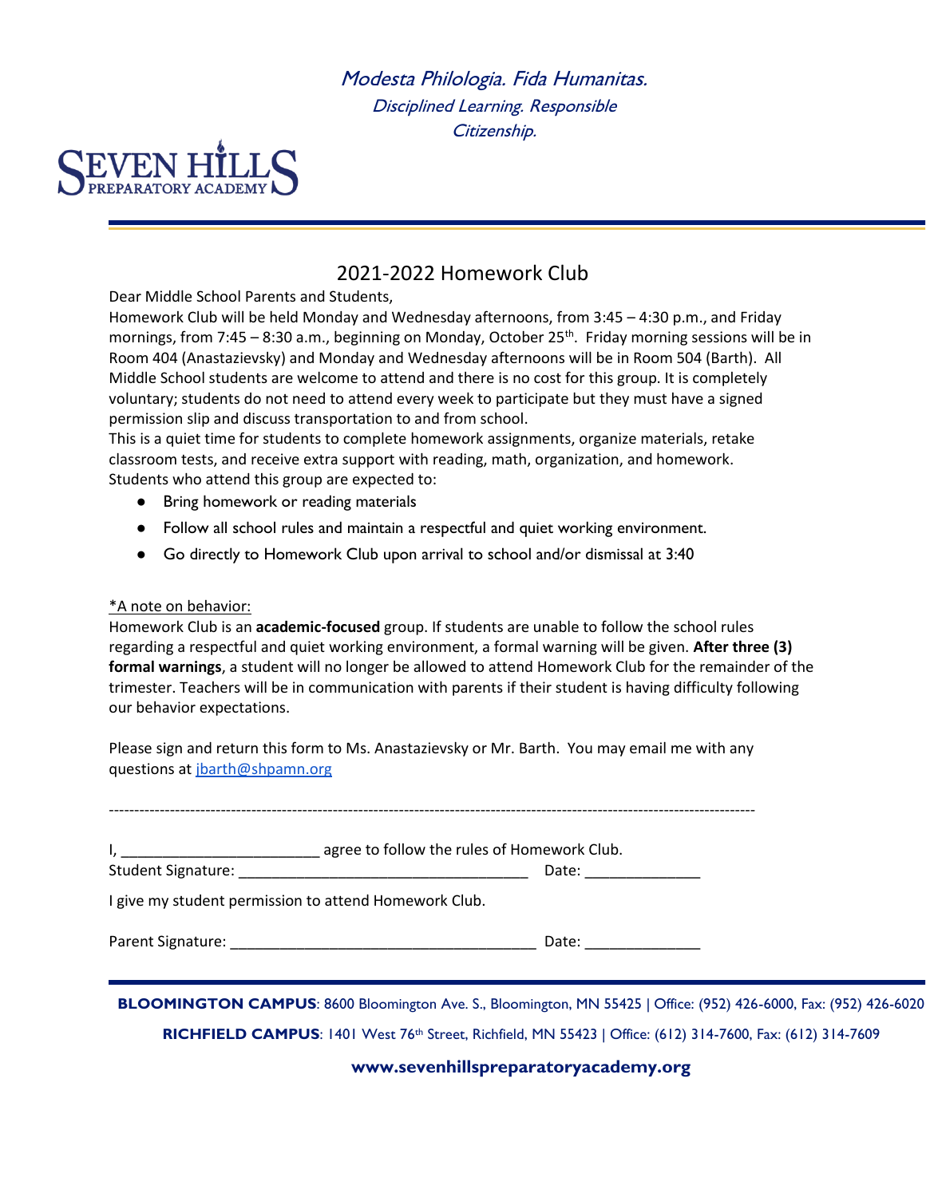*Modesta Philologia. Fida Humanitas.*

*Disciplined Learning. Responsible Citizenship.*

SEVEN HILLS PREPARATORY ACADEMY

## 2021-2022 Homework Club

Dear Middle School Parents and Students,

Homework Club will be held Monday and Wednesday afternoons, from 3:45 – 4:30 p.m., and Friday mornings, from 7:45 – 8:30 a.m., beginning on Monday, October 25th. Friday morning sessions will be in Room 404 (Anastazievsky) and Monday and Wednesday afternoons will be in Room 504 (Barth). All Middle School students are welcome to attend and there is no cost for this group. It is completely voluntary; students do not need to attend every week to participate but they must have a signed permission slip and discuss transportation to and from school.

This is a quiet time for students to complete homework assignments, organize materials, retake classroom tests, and receive extra support with reading, math, organization, and homework.

Students who attend this group are expected to:

- Bring homework or reading materials
- Follow all school rules and maintain a respectful and quiet working environment.
- Go directly to Homework Club upon arrival to school and/or dismissal at 3:40

*A note on behavior:

Homework Club is an **academic-focused** group. If students are unable to follow the school rules regarding a respectful and quiet working environment, a formal warning will be given. **After three (3) formal warnings**, a student will no longer be allowed to attend Homework Club for the remainder of the trimester. Teachers will be in communication with parents if their student is having difficulty following our behavior expectations.

Please sign and return this form to Ms. Anastazievsky or Mr. Barth. You may email me with any questions at jbarth@shpamn.org

---

I, ________________________ agree to follow the rules of Homework Club.

Student Signature: ___________________________________ Date: ______________

I give my student permission to attend Homework Club.

Parent Signature: _____________________________________ Date: ______________

**BLOOMINGTON CAMPUS**: 8600 Bloomington Ave. S., Bloomington, MN 55425 | Office: (952) 426-6000, Fax: (952) 426-6020

**RICHFIELD CAMPUS**: 1401 West 76th Street, Richfield, MN 55423 | Office: (612) 314-7600, Fax: (612) 314-7609

**www.sevenhillspreparatoryacademy.org**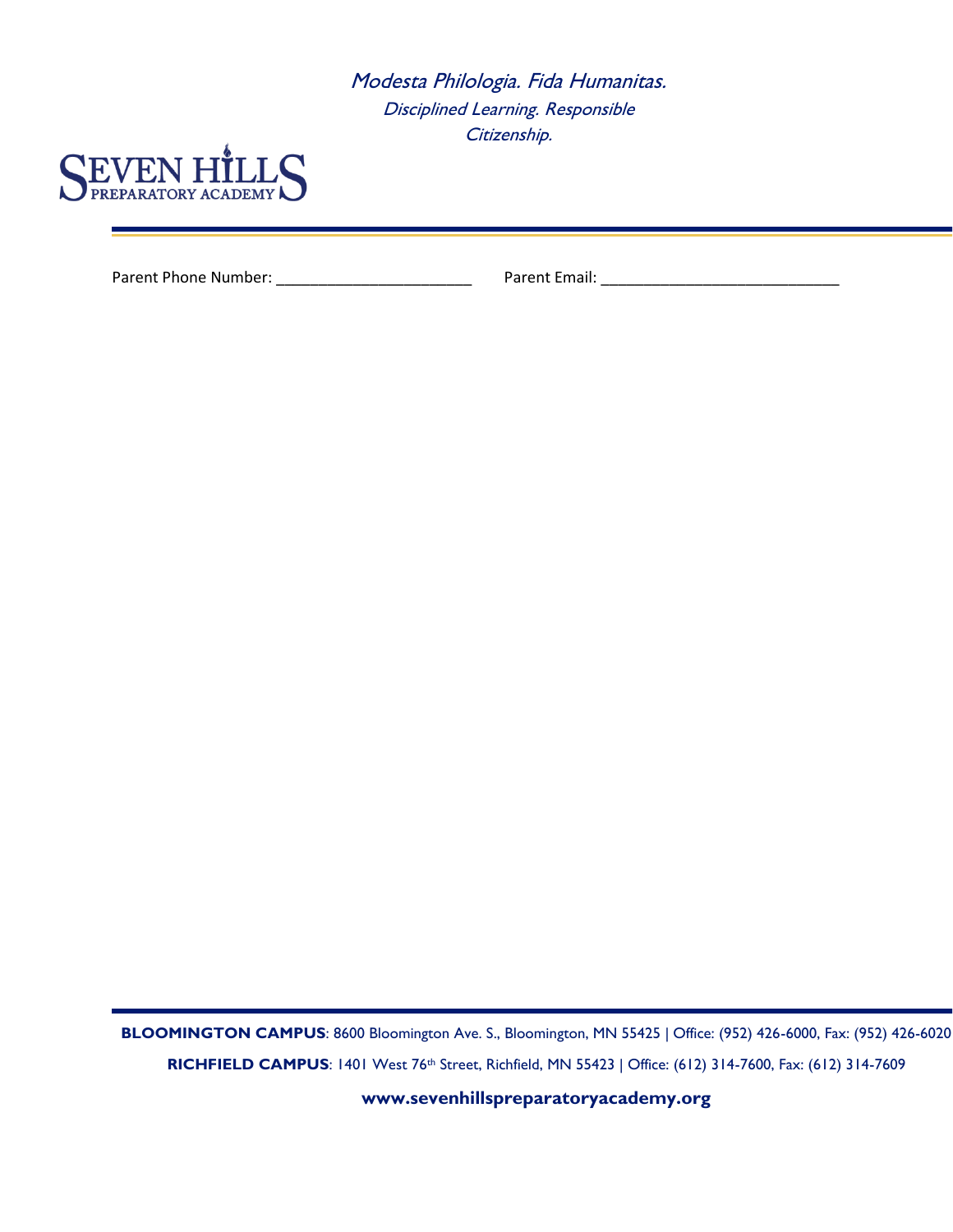*Modesta Philologia. Fida Humanitas.*

*Disciplined Learning. Responsible Citizenship.*

SEVEN HILLS PREPARATORY ACADEMY

Parent Phone Number: ________________________ Parent Email: _____________________________

**BLOOMINGTON CAMPUS**: 8600 Bloomington Ave. S., Bloomington, MN 55425 | Office: (952) 426-6000, Fax: (952) 426-6020

**RICHFIELD CAMPUS**: 1401 West 76th Street, Richfield, MN 55423 | Office: (612) 314-7600, Fax: (612) 314-7609

**www.sevenhillspreparatoryacademy.org**